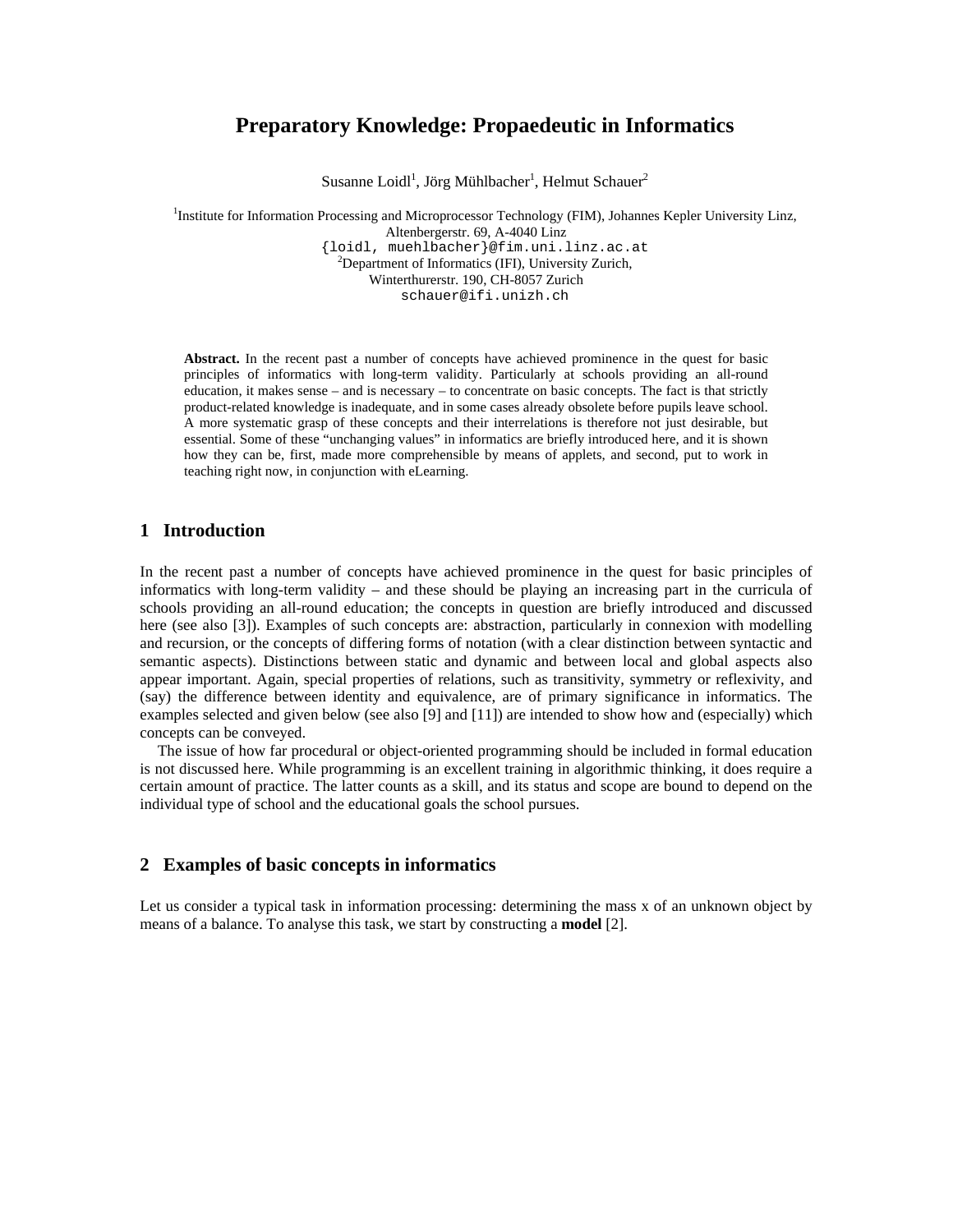# Preparatory Knowledge: Propaedeutic in Informatics

Susanne Loidl[1], Jörg Mühlbacher[1], Helmut Schauer[2]

[1]Institute for Information Processing and Microprocessor Technology (FIM), Johannes Kepler University Linz, Altenbergerstr. 69, A-4040 Linz
{loidl, muehlbacher}@fim.uni.linz.ac.at
[2]Department of Informatics (IFI), University Zurich, Winterthurerstr. 190, CH-8057 Zurich
schauer@ifi.unizh.ch

**Abstract.** In the recent past a number of concepts have achieved prominence in the quest for basic principles of informatics with long-term validity. Particularly at schools providing an all-round education, it makes sense – and is necessary – to concentrate on basic concepts. The fact is that strictly product-related knowledge is inadequate, and in some cases already obsolete before pupils leave school. A more systematic grasp of these concepts and their interrelations is therefore not just desirable, but essential. Some of these "unchanging values" in informatics are briefly introduced here, and it is shown how they can be, first, made more comprehensible by means of applets, and second, put to work in teaching right now, in conjunction with eLearning.

## 1 Introduction

In the recent past a number of concepts have achieved prominence in the quest for basic principles of informatics with long-term validity – and these should be playing an increasing part in the curricula of schools providing an all-round education; the concepts in question are briefly introduced and discussed here (see also [3]). Examples of such concepts are: abstraction, particularly in connexion with modelling and recursion, or the concepts of differing forms of notation (with a clear distinction between syntactic and semantic aspects). Distinctions between static and dynamic and between local and global aspects also appear important. Again, special properties of relations, such as transitivity, symmetry or reflexivity, and (say) the difference between identity and equivalence, are of primary significance in informatics. The examples selected and given below (see also [9] and [11]) are intended to show how and (especially) which concepts can be conveyed.

The issue of how far procedural or object-oriented programming should be included in formal education is not discussed here. While programming is an excellent training in algorithmic thinking, it does require a certain amount of practice. The latter counts as a skill, and its status and scope are bound to depend on the individual type of school and the educational goals the school pursues.

## 2 Examples of basic concepts in informatics

Let us consider a typical task in information processing: determining the mass x of an unknown object by means of a balance. To analyse this task, we start by constructing a **model** [2].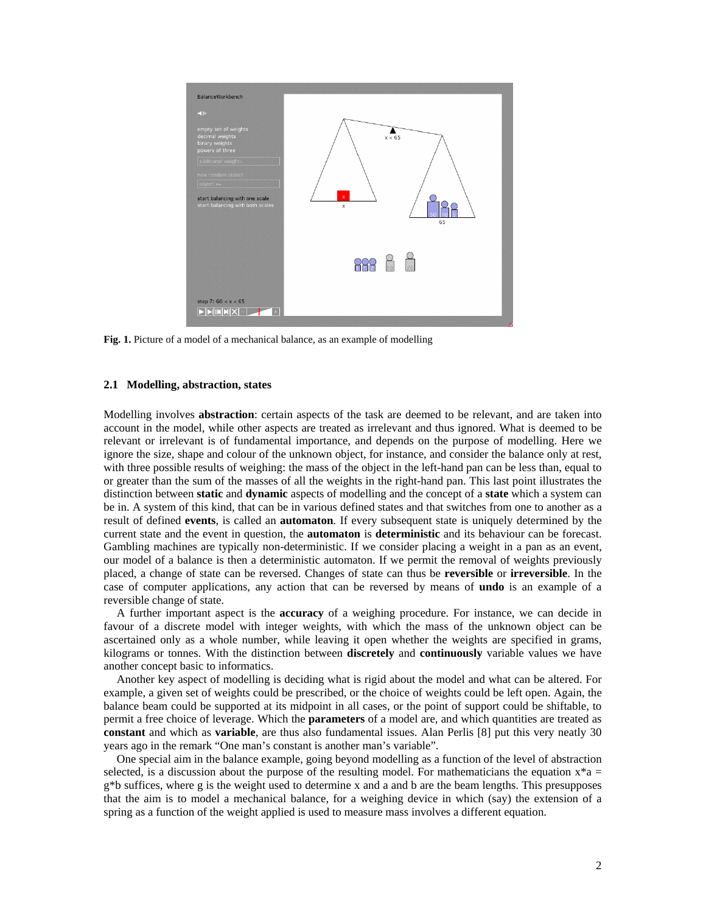Fig. 1. Picture of a model of a mechanical balance, as an example of modelling

### 2.1 Modelling, abstraction, states

Modelling involves **abstraction**: certain aspects of the task are deemed to be relevant, and are taken into account in the model, while other aspects are treated as irrelevant and thus ignored. What is deemed to be relevant or irrelevant is of fundamental importance, and depends on the purpose of modelling. Here we ignore the size, shape and colour of the unknown object, for instance, and consider the balance only at rest, with three possible results of weighing: the mass of the object in the left-hand pan can be less than, equal to or greater than the sum of the masses of all the weights in the right-hand pan. This last point illustrates the distinction between **static** and **dynamic** aspects of modelling and the concept of a **state** which a system can be in. A system of this kind, that can be in various defined states and that switches from one to another as a result of defined **events**, is called an **automaton**. If every subsequent state is uniquely determined by the current state and the event in question, the **automaton** is **deterministic** and its behaviour can be forecast. Gambling machines are typically non-deterministic. If we consider placing a weight in a pan as an event, our model of a balance is then a deterministic automaton. If we permit the removal of weights previously placed, a change of state can be reversed. Changes of state can thus be **reversible** or **irreversible**. In the case of computer applications, any action that can be reversed by means of **undo** is an example of a reversible change of state.

A further important aspect is the **accuracy** of a weighing procedure. For instance, we can decide in favour of a discrete model with integer weights, with which the mass of the unknown object can be ascertained only as a whole number, while leaving it open whether the weights are specified in grams, kilograms or tonnes. With the distinction between **discretely** and **continuously** variable values we have another concept basic to informatics.

Another key aspect of modelling is deciding what is rigid about the model and what can be altered. For example, a given set of weights could be prescribed, or the choice of weights could be left open. Again, the balance beam could be supported at its midpoint in all cases, or the point of support could be shiftable, to permit a free choice of leverage. Which the **parameters** of a model are, and which quantities are treated as **constant** and which as **variable**, are thus also fundamental issues. Alan Perlis [8] put this very neatly 30 years ago in the remark "One man's constant is another man's variable".

One special aim in the balance example, going beyond modelling as a function of the level of abstraction selected, is a discussion about the purpose of the resulting model. For mathematicians the equation $x*a = g*b$ suffices, where g is the weight used to determine x and a and b are the beam lengths. This presupposes that the aim is to model a mechanical balance, for a weighing device in which (say) the extension of a spring as a function of the weight applied is used to measure mass involves a different equation.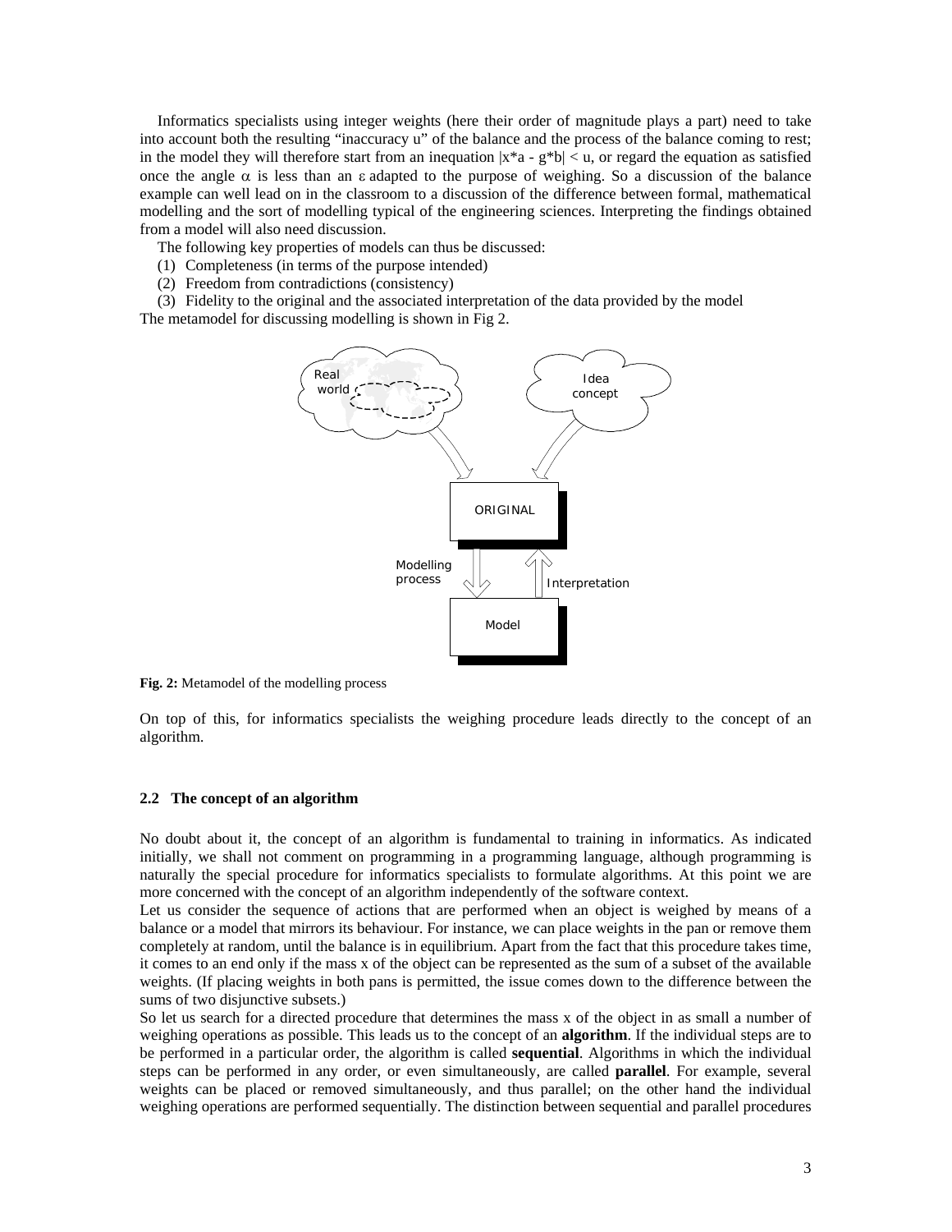Informatics specialists using integer weights (here their order of magnitude plays a part) need to take into account both the resulting "inaccuracy u" of the balance and the process of the balance coming to rest; in the model they will therefore start from an inequation $|x*a - g*b| < u$, or regard the equation as satisfied once the angle $\alpha$ is less than an $\varepsilon$ adapted to the purpose of weighing. So a discussion of the balance example can well lead on in the classroom to a discussion of the difference between formal, mathematical modelling and the sort of modelling typical of the engineering sciences. Interpreting the findings obtained from a model will also need discussion.

The following key properties of models can thus be discussed:

(1) Completeness (in terms of the purpose intended)
(2) Freedom from contradictions (consistency)
(3) Fidelity to the original and the associated interpretation of the data provided by the model

The metamodel for discussing modelling is shown in Fig 2.

Real world | Idea concept | ORIGINAL | Modelling process | Interpretation | Model

**Fig. 2:** Metamodel of the modelling process

On top of this, for informatics specialists the weighing procedure leads directly to the concept of an algorithm.

### 2.2 The concept of an algorithm

No doubt about it, the concept of an algorithm is fundamental to training in informatics. As indicated initially, we shall not comment on programming in a programming language, although programming is naturally the special procedure for informatics specialists to formulate algorithms. At this point we are more concerned with the concept of an algorithm independently of the software context.

Let us consider the sequence of actions that are performed when an object is weighed by means of a balance or a model that mirrors its behaviour. For instance, we can place weights in the pan or remove them completely at random, until the balance is in equilibrium. Apart from the fact that this procedure takes time, it comes to an end only if the mass x of the object can be represented as the sum of a subset of the available weights. (If placing weights in both pans is permitted, the issue comes down to the difference between the sums of two disjunctive subsets.)

So let us search for a directed procedure that determines the mass x of the object in as small a number of weighing operations as possible. This leads us to the concept of an **algorithm**. If the individual steps are to be performed in a particular order, the algorithm is called **sequential**. Algorithms in which the individual steps can be performed in any order, or even simultaneously, are called **parallel**. For example, several weights can be placed or removed simultaneously, and thus parallel; on the other hand the individual weighing operations are performed sequentially. The distinction between sequential and parallel procedures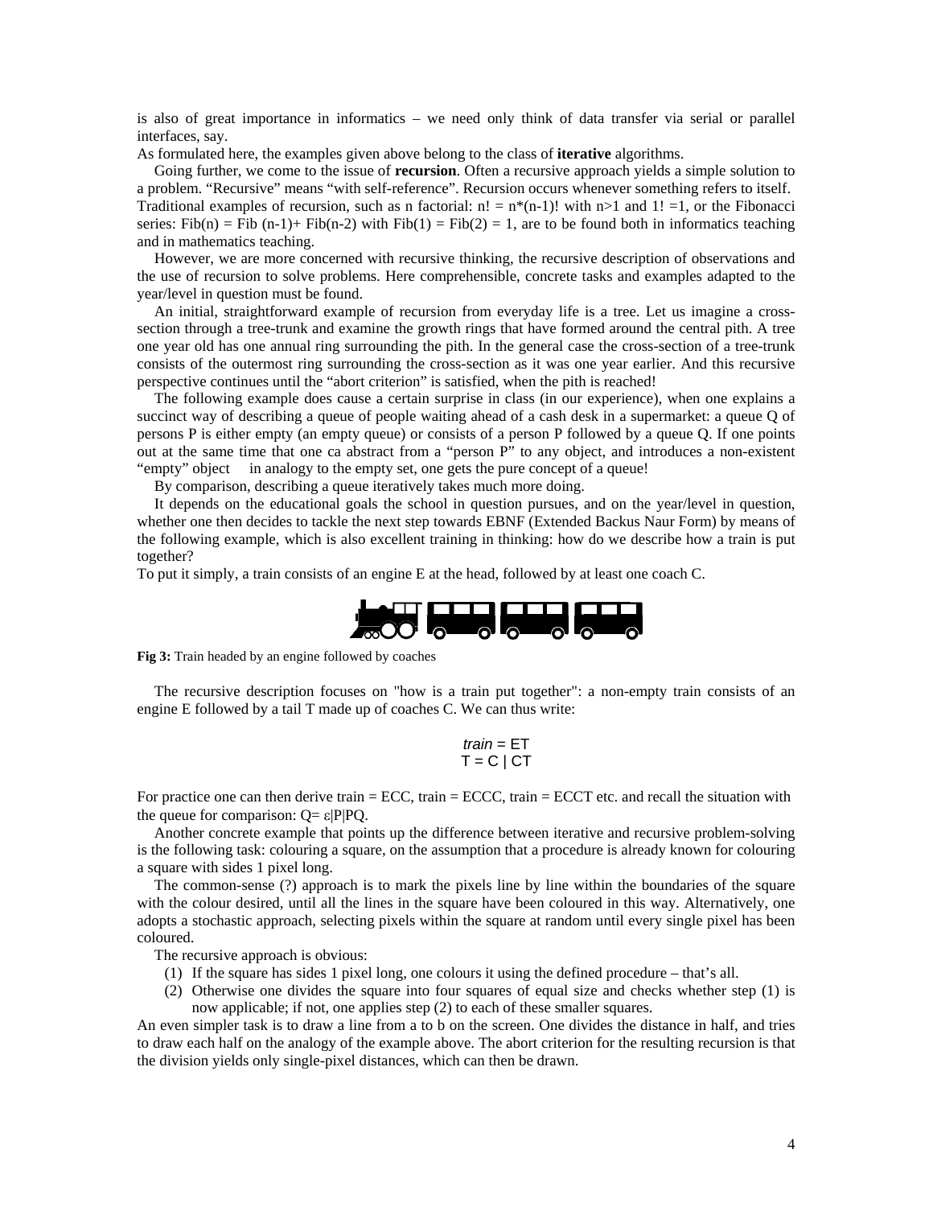is also of great importance in informatics – we need only think of data transfer via serial or parallel interfaces, say.

As formulated here, the examples given above belong to the class of **iterative** algorithms.

Going further, we come to the issue of **recursion**. Often a recursive approach yields a simple solution to a problem. "Recursive" means "with self-reference". Recursion occurs whenever something refers to itself. Traditional examples of recursion, such as n factorial: $n! = n*(n-1)!$ with $n>1$ and $1! =1$, or the Fibonacci series: $Fib(n) = Fib(n-1)+ Fib(n-2)$ with $Fib(1) = Fib(2) = 1$, are to be found both in informatics teaching and in mathematics teaching.

However, we are more concerned with recursive thinking, the recursive description of observations and the use of recursion to solve problems. Here comprehensible, concrete tasks and examples adapted to the year/level in question must be found.

An initial, straightforward example of recursion from everyday life is a tree. Let us imagine a cross-section through a tree-trunk and examine the growth rings that have formed around the central pith. A tree one year old has one annual ring surrounding the pith. In the general case the cross-section of a tree-trunk consists of the outermost ring surrounding the cross-section as it was one year earlier. And this recursive perspective continues until the "abort criterion" is satisfied, when the pith is reached!

The following example does cause a certain surprise in class (in our experience), when one explains a succinct way of describing a queue of people waiting ahead of a cash desk in a supermarket: a queue Q of persons P is either empty (an empty queue) or consists of a person P followed by a queue Q. If one points out at the same time that one ca abstract from a "person P" to any object, and introduces a non-existent "empty" object in analogy to the empty set, one gets the pure concept of a queue!

By comparison, describing a queue iteratively takes much more doing.

It depends on the educational goals the school in question pursues, and on the year/level in question, whether one then decides to tackle the next step towards EBNF (Extended Backus Naur Form) by means of the following example, which is also excellent training in thinking: how do we describe how a train is put together?

To put it simply, a train consists of an engine E at the head, followed by at least one coach C.

**Fig 3:** Train headed by an engine followed by coaches

The recursive description focuses on "how is a train put together": a non-empty train consists of an engine E followed by a tail T made up of coaches C. We can thus write:

$$\textit{train} = ET$$
$$T = C \mid CT$$

For practice one can then derive train = ECC, train = ECCC, train = ECCT etc. and recall the situation with the queue for comparison: $Q= \varepsilon|P|PQ$.

Another concrete example that points up the difference between iterative and recursive problem-solving is the following task: colouring a square, on the assumption that a procedure is already known for colouring a square with sides 1 pixel long.

The common-sense (?) approach is to mark the pixels line by line within the boundaries of the square with the colour desired, until all the lines in the square have been coloured in this way. Alternatively, one adopts a stochastic approach, selecting pixels within the square at random until every single pixel has been coloured.

The recursive approach is obvious:

1. If the square has sides 1 pixel long, one colours it using the defined procedure – that's all.
2. Otherwise one divides the square into four squares of equal size and checks whether step (1) is now applicable; if not, one applies step (2) to each of these smaller squares.

An even simpler task is to draw a line from a to b on the screen. One divides the distance in half, and tries to draw each half on the analogy of the example above. The abort criterion for the resulting recursion is that the division yields only single-pixel distances, which can then be drawn.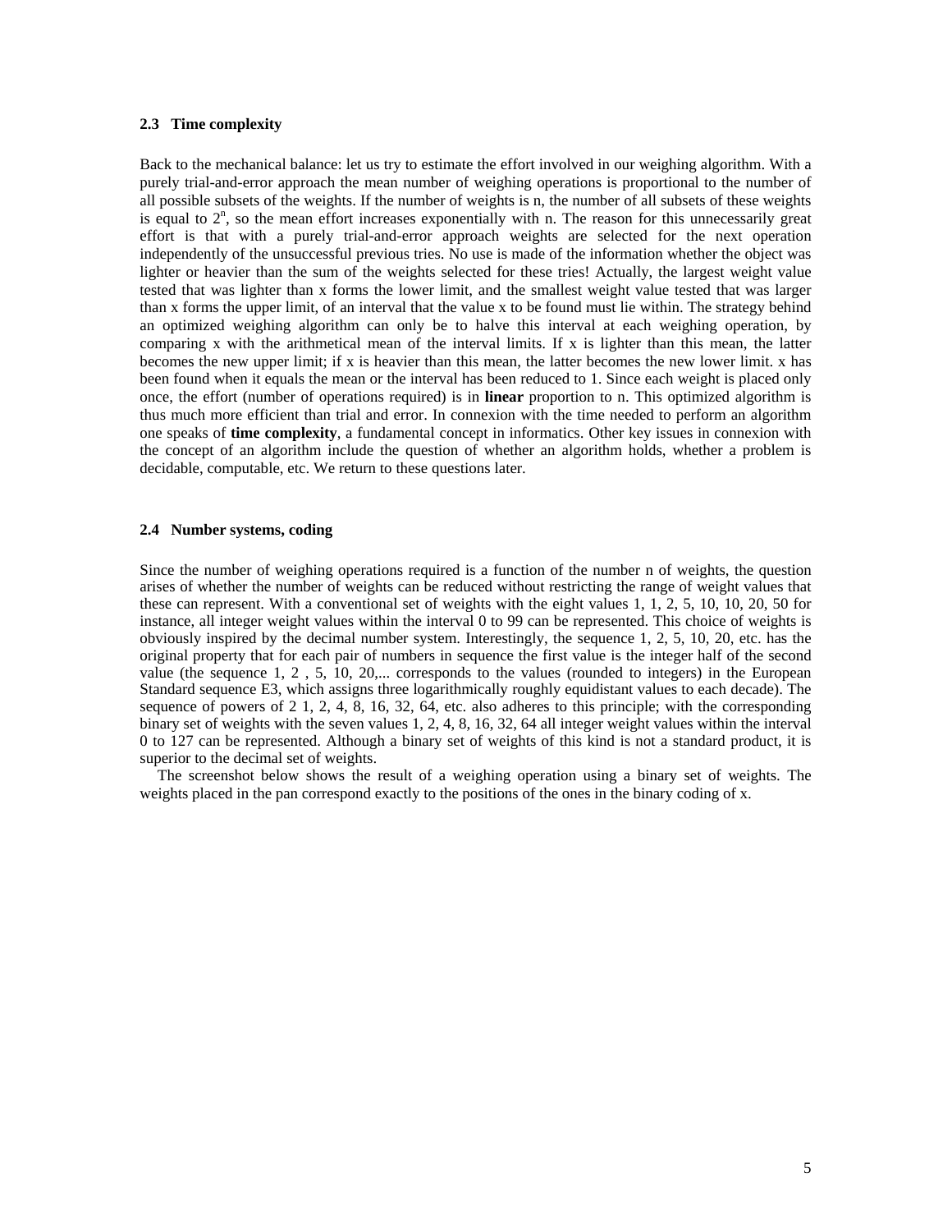### 2.3 Time complexity

Back to the mechanical balance: let us try to estimate the effort involved in our weighing algorithm. With a purely trial-and-error approach the mean number of weighing operations is proportional to the number of all possible subsets of the weights. If the number of weights is n, the number of all subsets of these weights is equal to $2^n$, so the mean effort increases exponentially with n. The reason for this unnecessarily great effort is that with a purely trial-and-error approach weights are selected for the next operation independently of the unsuccessful previous tries. No use is made of the information whether the object was lighter or heavier than the sum of the weights selected for these tries! Actually, the largest weight value tested that was lighter than x forms the lower limit, and the smallest weight value tested that was larger than x forms the upper limit, of an interval that the value x to be found must lie within. The strategy behind an optimized weighing algorithm can only be to halve this interval at each weighing operation, by comparing x with the arithmetical mean of the interval limits. If x is lighter than this mean, the latter becomes the new upper limit; if x is heavier than this mean, the latter becomes the new lower limit. x has been found when it equals the mean or the interval has been reduced to 1. Since each weight is placed only once, the effort (number of operations required) is in **linear** proportion to n. This optimized algorithm is thus much more efficient than trial and error. In connexion with the time needed to perform an algorithm one speaks of **time complexity**, a fundamental concept in informatics. Other key issues in connexion with the concept of an algorithm include the question of whether an algorithm holds, whether a problem is decidable, computable, etc. We return to these questions later.

### 2.4 Number systems, coding

Since the number of weighing operations required is a function of the number n of weights, the question arises of whether the number of weights can be reduced without restricting the range of weight values that these can represent. With a conventional set of weights with the eight values 1, 1, 2, 5, 10, 10, 20, 50 for instance, all integer weight values within the interval 0 to 99 can be represented. This choice of weights is obviously inspired by the decimal number system. Interestingly, the sequence 1, 2, 5, 10, 20, etc. has the original property that for each pair of numbers in sequence the first value is the integer half of the second value (the sequence 1, 2 , 5, 10, 20,... corresponds to the values (rounded to integers) in the European Standard sequence E3, which assigns three logarithmically roughly equidistant values to each decade). The sequence of powers of 2 1, 2, 4, 8, 16, 32, 64, etc. also adheres to this principle; with the corresponding binary set of weights with the seven values 1, 2, 4, 8, 16, 32, 64 all integer weight values within the interval 0 to 127 can be represented. Although a binary set of weights of this kind is not a standard product, it is superior to the decimal set of weights.

The screenshot below shows the result of a weighing operation using a binary set of weights. The weights placed in the pan correspond exactly to the positions of the ones in the binary coding of x.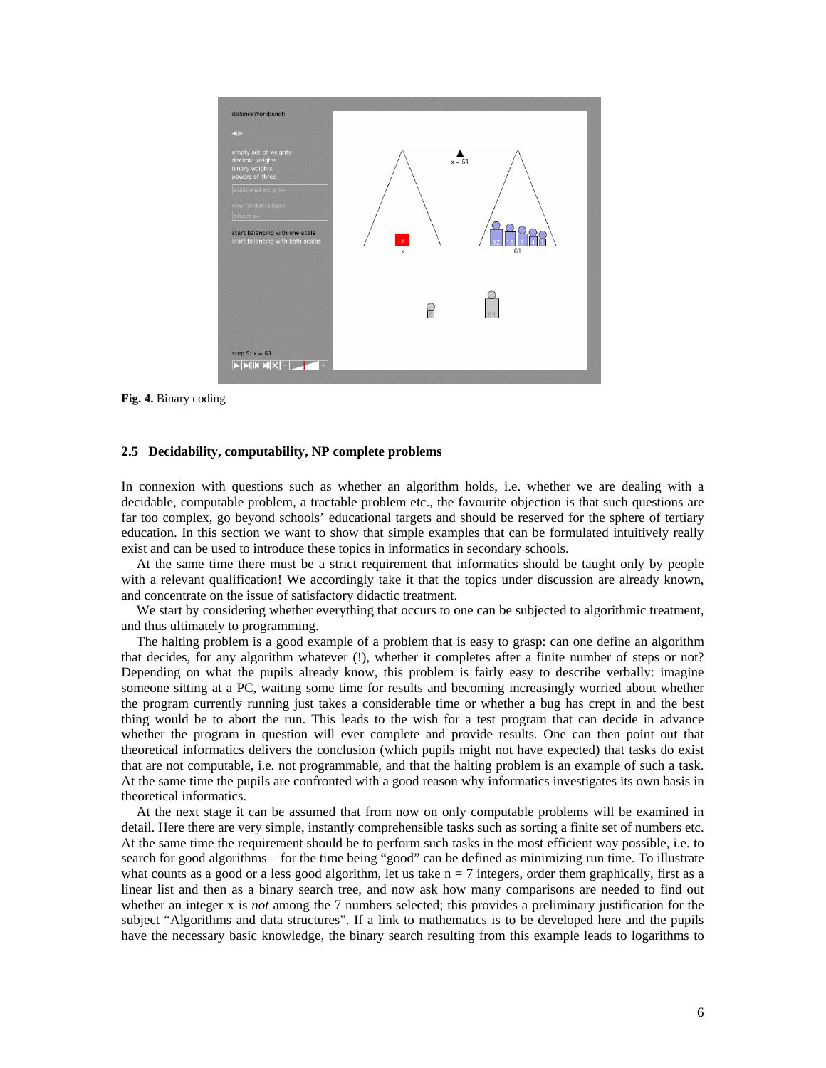**Fig. 4.** Binary coding

### 2.5 Decidability, computability, NP complete problems

In connexion with questions such as whether an algorithm holds, i.e. whether we are dealing with a decidable, computable problem, a tractable problem etc., the favourite objection is that such questions are far too complex, go beyond schools' educational targets and should be reserved for the sphere of tertiary education. In this section we want to show that simple examples that can be formulated intuitively really exist and can be used to introduce these topics in informatics in secondary schools.

At the same time there must be a strict requirement that informatics should be taught only by people with a relevant qualification! We accordingly take it that the topics under discussion are already known, and concentrate on the issue of satisfactory didactic treatment.

We start by considering whether everything that occurs to one can be subjected to algorithmic treatment, and thus ultimately to programming.

The halting problem is a good example of a problem that is easy to grasp: can one define an algorithm that decides, for any algorithm whatever (!), whether it completes after a finite number of steps or not? Depending on what the pupils already know, this problem is fairly easy to describe verbally: imagine someone sitting at a PC, waiting some time for results and becoming increasingly worried about whether the program currently running just takes a considerable time or whether a bug has crept in and the best thing would be to abort the run. This leads to the wish for a test program that can decide in advance whether the program in question will ever complete and provide results. One can then point out that theoretical informatics delivers the conclusion (which pupils might not have expected) that tasks do exist that are not computable, i.e. not programmable, and that the halting problem is an example of such a task. At the same time the pupils are confronted with a good reason why informatics investigates its own basis in theoretical informatics.

At the next stage it can be assumed that from now on only computable problems will be examined in detail. Here there are very simple, instantly comprehensible tasks such as sorting a finite set of numbers etc. At the same time the requirement should be to perform such tasks in the most efficient way possible, i.e. to search for good algorithms – for the time being "good" can be defined as minimizing run time. To illustrate what counts as a good or a less good algorithm, let us take $n = 7$ integers, order them graphically, first as a linear list and then as a binary search tree, and now ask how many comparisons are needed to find out whether an integer x is *not* among the 7 numbers selected; this provides a preliminary justification for the subject "Algorithms and data structures". If a link to mathematics is to be developed here and the pupils have the necessary basic knowledge, the binary search resulting from this example leads to logarithms to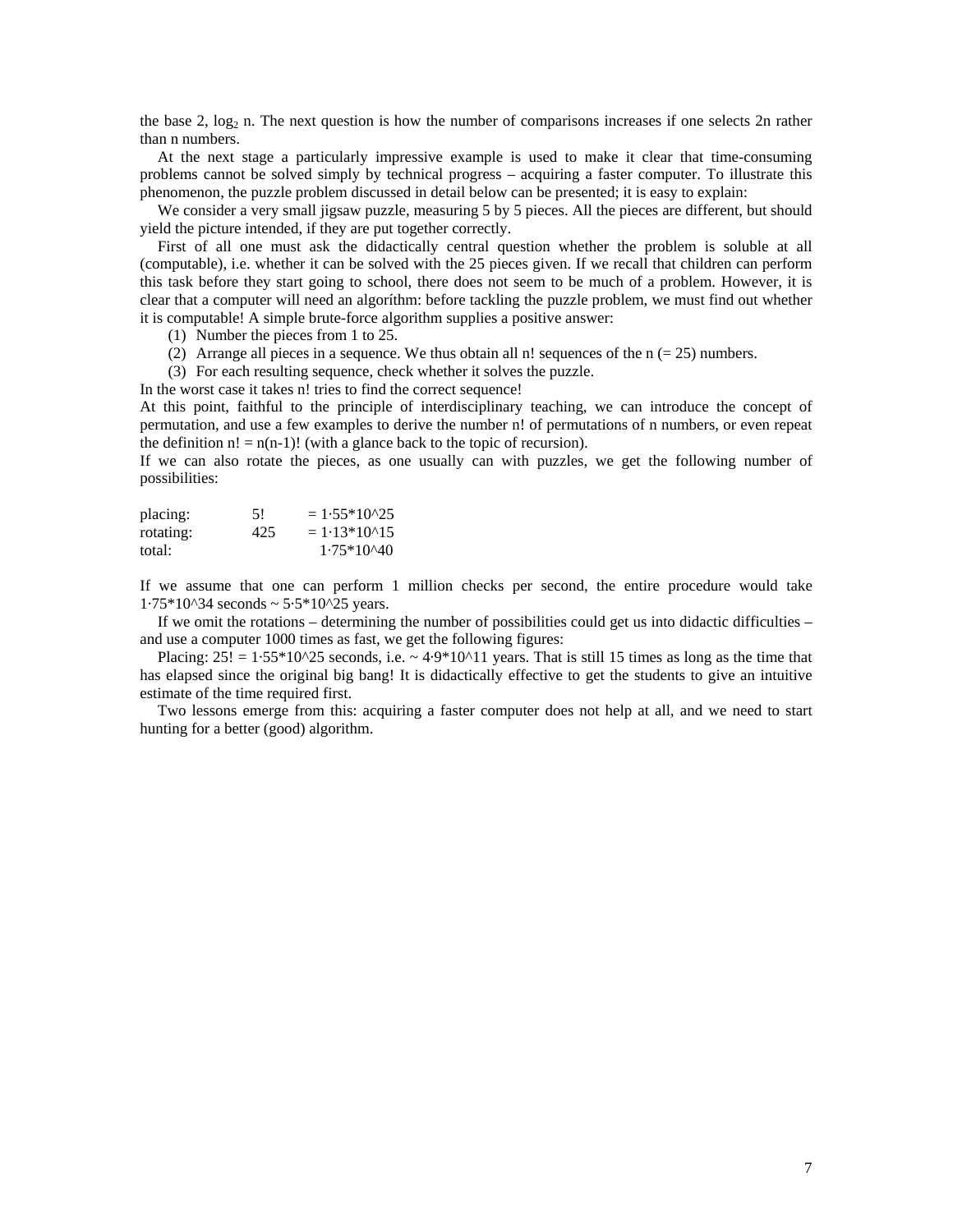the base 2, $\log_2 n$. The next question is how the number of comparisons increases if one selects 2n rather than n numbers.

At the next stage a particularly impressive example is used to make it clear that time-consuming problems cannot be solved simply by technical progress – acquiring a faster computer. To illustrate this phenomenon, the puzzle problem discussed in detail below can be presented; it is easy to explain:

We consider a very small jigsaw puzzle, measuring 5 by 5 pieces. All the pieces are different, but should yield the picture intended, if they are put together correctly.

First of all one must ask the didactically central question whether the problem is soluble at all (computable), i.e. whether it can be solved with the 25 pieces given. If we recall that children can perform this task before they start going to school, there does not seem to be much of a problem. However, it is clear that a computer will need an algoríthm: before tackling the puzzle problem, we must find out whether it is computable! A simple brute-force algorithm supplies a positive answer:

1. Number the pieces from 1 to 25.
2. Arrange all pieces in a sequence. We thus obtain all n! sequences of the n (= 25) numbers.
3. For each resulting sequence, check whether it solves the puzzle.

In the worst case it takes n! tries to find the correct sequence!

At this point, faithful to the principle of interdisciplinary teaching, we can introduce the concept of permutation, and use a few examples to derive the number n! of permutations of n numbers, or even repeat the definition $n! = n(n-1)!$ (with a glance back to the topic of recursion).

If we can also rotate the pieces, as one usually can with puzzles, we get the following number of possibilities:

| | | |
|---|---|---|
| placing: | 5! | = 1·55*10^25 |
| rotating: | 425 | = 1·13*10^15 |
| total: | | 1·75*10^40 |

If we assume that one can perform 1 million checks per second, the entire procedure would take 1·75*10^34 seconds ~ 5·5*10^25 years.

If we omit the rotations – determining the number of possibilities could get us into didactic difficulties – and use a computer 1000 times as fast, we get the following figures:

Placing: 25! = 1·55*10^25 seconds, i.e. ~ 4·9*10^11 years. That is still 15 times as long as the time that has elapsed since the original big bang! It is didactically effective to get the students to give an intuitive estimate of the time required first.

Two lessons emerge from this: acquiring a faster computer does not help at all, and we need to start hunting for a better (good) algorithm.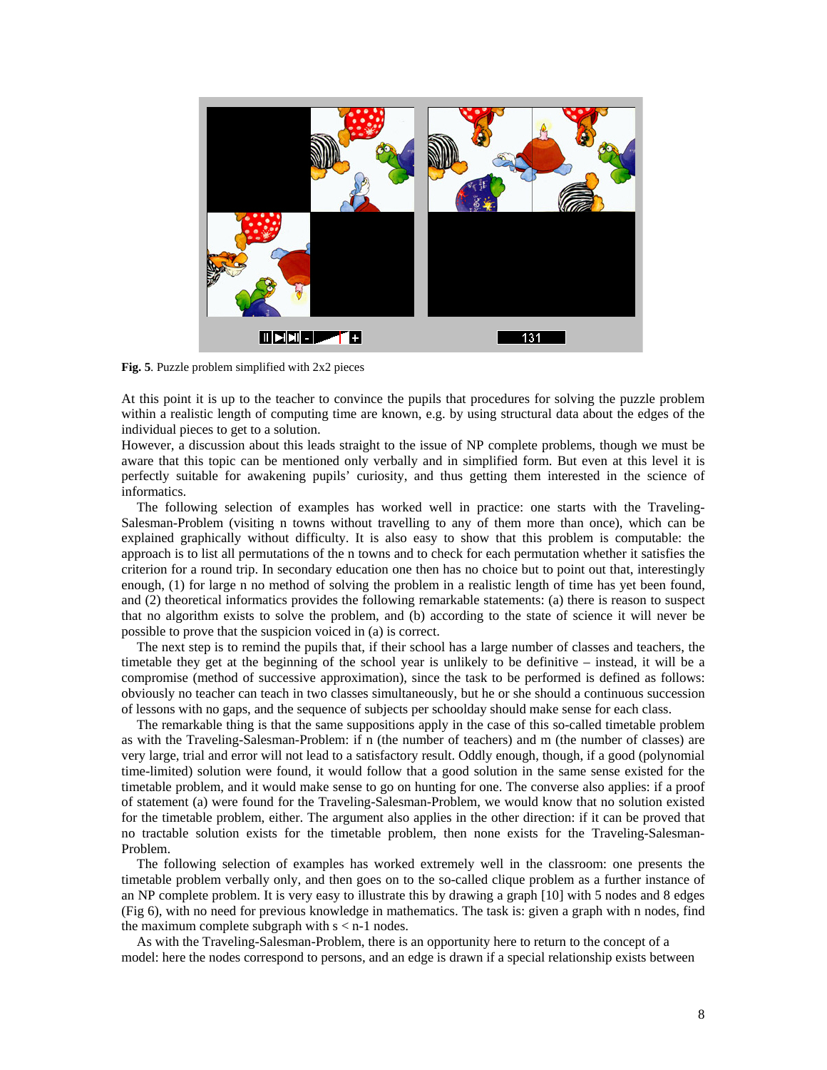**Fig. 5**. Puzzle problem simplified with 2x2 pieces

At this point it is up to the teacher to convince the pupils that procedures for solving the puzzle problem within a realistic length of computing time are known, e.g. by using structural data about the edges of the individual pieces to get to a solution.

However, a discussion about this leads straight to the issue of NP complete problems, though we must be aware that this topic can be mentioned only verbally and in simplified form. But even at this level it is perfectly suitable for awakening pupils' curiosity, and thus getting them interested in the science of informatics.

The following selection of examples has worked well in practice: one starts with the Traveling-Salesman-Problem (visiting n towns without travelling to any of them more than once), which can be explained graphically without difficulty. It is also easy to show that this problem is computable: the approach is to list all permutations of the n towns and to check for each permutation whether it satisfies the criterion for a round trip. In secondary education one then has no choice but to point out that, interestingly enough, (1) for large n no method of solving the problem in a realistic length of time has yet been found, and (2) theoretical informatics provides the following remarkable statements: (a) there is reason to suspect that no algorithm exists to solve the problem, and (b) according to the state of science it will never be possible to prove that the suspicion voiced in (a) is correct.

The next step is to remind the pupils that, if their school has a large number of classes and teachers, the timetable they get at the beginning of the school year is unlikely to be definitive – instead, it will be a compromise (method of successive approximation), since the task to be performed is defined as follows: obviously no teacher can teach in two classes simultaneously, but he or she should a continuous succession of lessons with no gaps, and the sequence of subjects per schoolday should make sense for each class.

The remarkable thing is that the same suppositions apply in the case of this so-called timetable problem as with the Traveling-Salesman-Problem: if n (the number of teachers) and m (the number of classes) are very large, trial and error will not lead to a satisfactory result. Oddly enough, though, if a good (polynomial time-limited) solution were found, it would follow that a good solution in the same sense existed for the timetable problem, and it would make sense to go on hunting for one. The converse also applies: if a proof of statement (a) were found for the Traveling-Salesman-Problem, we would know that no solution existed for the timetable problem, either. The argument also applies in the other direction: if it can be proved that no tractable solution exists for the timetable problem, then none exists for the Traveling-Salesman-Problem.

The following selection of examples has worked extremely well in the classroom: one presents the timetable problem verbally only, and then goes on to the so-called clique problem as a further instance of an NP complete problem. It is very easy to illustrate this by drawing a graph [10] with 5 nodes and 8 edges (Fig 6), with no need for previous knowledge in mathematics. The task is: given a graph with n nodes, find the maximum complete subgraph with $s < n-1$ nodes.

As with the Traveling-Salesman-Problem, there is an opportunity here to return to the concept of a model: here the nodes correspond to persons, and an edge is drawn if a special relationship exists between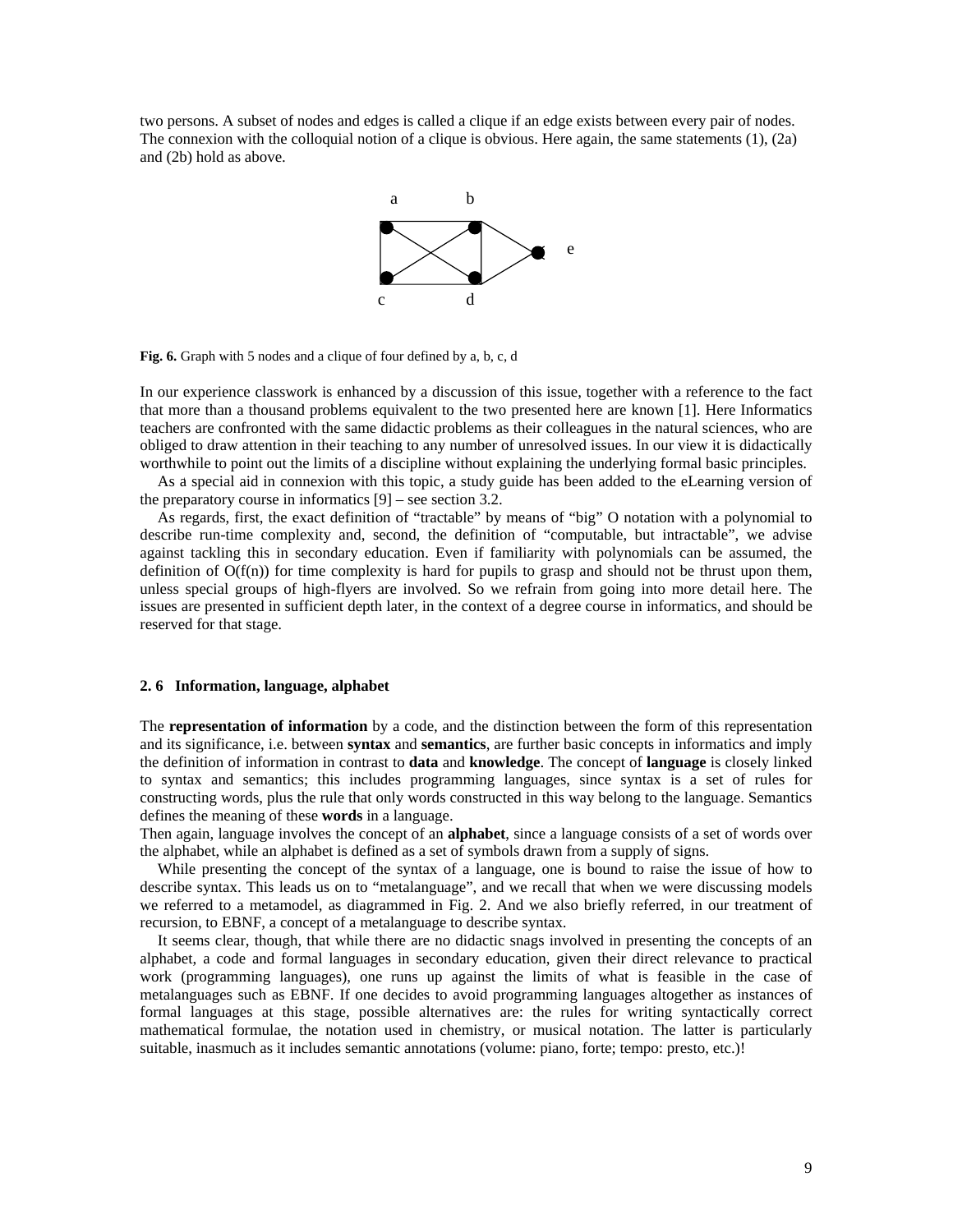two persons. A subset of nodes and edges is called a clique if an edge exists between every pair of nodes. The connexion with the colloquial notion of a clique is obvious. Here again, the same statements (1), (2a) and (2b) hold as above.

**Fig. 6.** Graph with 5 nodes and a clique of four defined by a, b, c, d

In our experience classwork is enhanced by a discussion of this issue, together with a reference to the fact that more than a thousand problems equivalent to the two presented here are known [1]. Here Informatics teachers are confronted with the same didactic problems as their colleagues in the natural sciences, who are obliged to draw attention in their teaching to any number of unresolved issues. In our view it is didactically worthwhile to point out the limits of a discipline without explaining the underlying formal basic principles.

As a special aid in connexion with this topic, a study guide has been added to the eLearning version of the preparatory course in informatics [9] – see section 3.2.

As regards, first, the exact definition of "tractable" by means of "big" O notation with a polynomial to describe run-time complexity and, second, the definition of "computable, but intractable", we advise against tackling this in secondary education. Even if familiarity with polynomials can be assumed, the definition of $O(f(n))$ for time complexity is hard for pupils to grasp and should not be thrust upon them, unless special groups of high-flyers are involved. So we refrain from going into more detail here. The issues are presented in sufficient depth later, in the context of a degree course in informatics, and should be reserved for that stage.

### 2. 6 Information, language, alphabet

The **representation of information** by a code, and the distinction between the form of this representation and its significance, i.e. between **syntax** and **semantics**, are further basic concepts in informatics and imply the definition of information in contrast to **data** and **knowledge**. The concept of **language** is closely linked to syntax and semantics; this includes programming languages, since syntax is a set of rules for constructing words, plus the rule that only words constructed in this way belong to the language. Semantics defines the meaning of these **words** in a language.

Then again, language involves the concept of an **alphabet**, since a language consists of a set of words over the alphabet, while an alphabet is defined as a set of symbols drawn from a supply of signs.

While presenting the concept of the syntax of a language, one is bound to raise the issue of how to describe syntax. This leads us on to "metalanguage", and we recall that when we were discussing models we referred to a metamodel, as diagrammed in Fig. 2. And we also briefly referred, in our treatment of recursion, to EBNF, a concept of a metalanguage to describe syntax.

It seems clear, though, that while there are no didactic snags involved in presenting the concepts of an alphabet, a code and formal languages in secondary education, given their direct relevance to practical work (programming languages), one runs up against the limits of what is feasible in the case of metalanguages such as EBNF. If one decides to avoid programming languages altogether as instances of formal languages at this stage, possible alternatives are: the rules for writing syntactically correct mathematical formulae, the notation used in chemistry, or musical notation. The latter is particularly suitable, inasmuch as it includes semantic annotations (volume: piano, forte; tempo: presto, etc.)!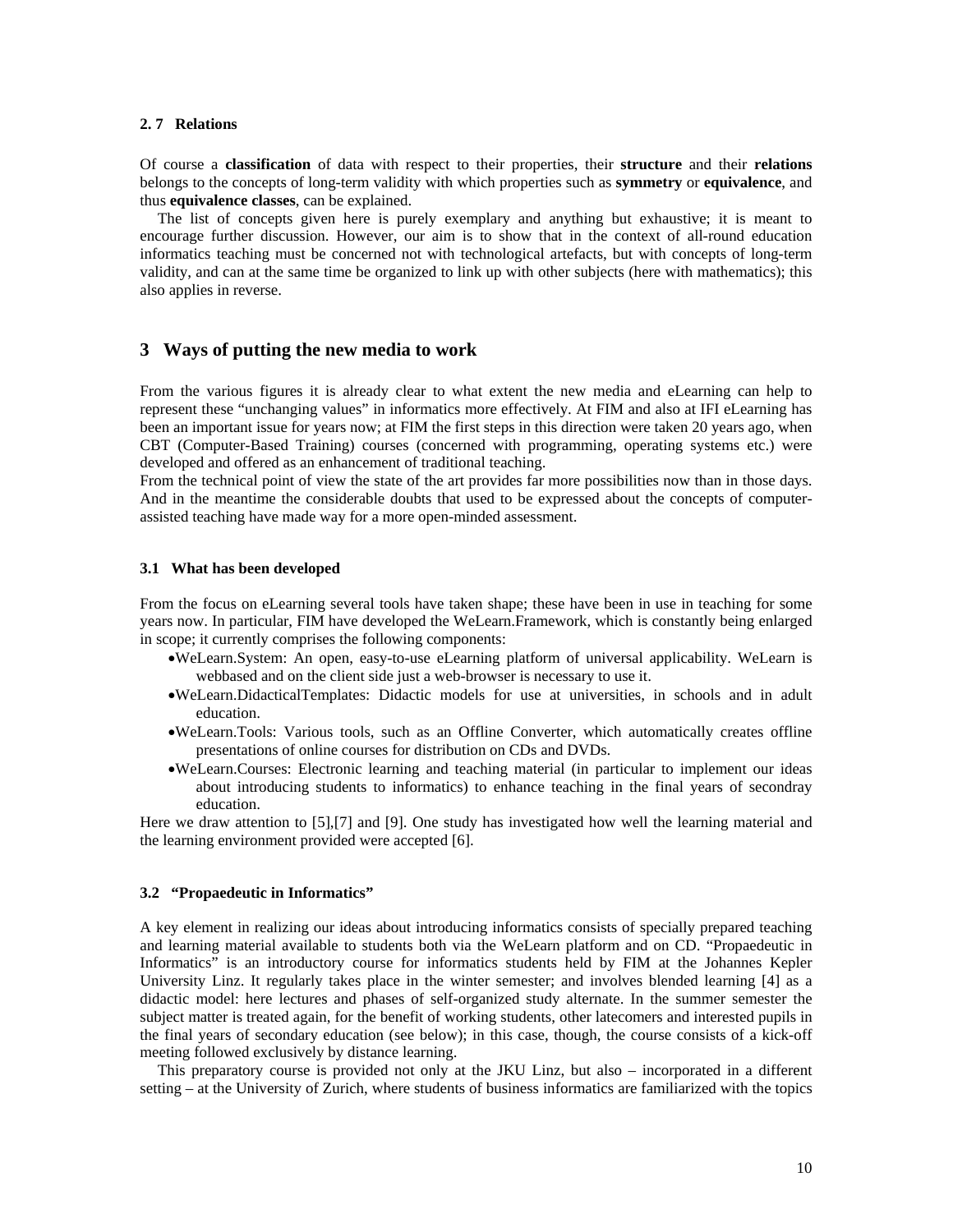### 2.7 Relations

Of course a **classification** of data with respect to their properties, their **structure** and their **relations** belongs to the concepts of long-term validity with which properties such as **symmetry** or **equivalence**, and thus **equivalence classes**, can be explained.

The list of concepts given here is purely exemplary and anything but exhaustive; it is meant to encourage further discussion. However, our aim is to show that in the context of all-round education informatics teaching must be concerned not with technological artefacts, but with concepts of long-term validity, and can at the same time be organized to link up with other subjects (here with mathematics); this also applies in reverse.

## 3 Ways of putting the new media to work

From the various figures it is already clear to what extent the new media and eLearning can help to represent these "unchanging values" in informatics more effectively. At FIM and also at IFI eLearning has been an important issue for years now; at FIM the first steps in this direction were taken 20 years ago, when CBT (Computer-Based Training) courses (concerned with programming, operating systems etc.) were developed and offered as an enhancement of traditional teaching.

From the technical point of view the state of the art provides far more possibilities now than in those days. And in the meantime the considerable doubts that used to be expressed about the concepts of computer-assisted teaching have made way for a more open-minded assessment.

### 3.1 What has been developed

From the focus on eLearning several tools have taken shape; these have been in use in teaching for some years now. In particular, FIM have developed the WeLearn.Framework, which is constantly being enlarged in scope; it currently comprises the following components:

- WeLearn.System: An open, easy-to-use eLearning platform of universal applicability. WeLearn is webbased and on the client side just a web-browser is necessary to use it.
- WeLearn.DidacticalTemplates: Didactic models for use at universities, in schools and in adult education.
- WeLearn.Tools: Various tools, such as an Offline Converter, which automatically creates offline presentations of online courses for distribution on CDs and DVDs.
- WeLearn.Courses: Electronic learning and teaching material (in particular to implement our ideas about introducing students to informatics) to enhance teaching in the final years of secondray education.

Here we draw attention to [5],[7] and [9]. One study has investigated how well the learning material and the learning environment provided were accepted [6].

### 3.2 "Propaedeutic in Informatics"

A key element in realizing our ideas about introducing informatics consists of specially prepared teaching and learning material available to students both via the WeLearn platform and on CD. "Propaedeutic in Informatics" is an introductory course for informatics students held by FIM at the Johannes Kepler University Linz. It regularly takes place in the winter semester; and involves blended learning [4] as a didactic model: here lectures and phases of self-organized study alternate. In the summer semester the subject matter is treated again, for the benefit of working students, other latecomers and interested pupils in the final years of secondary education (see below); in this case, though, the course consists of a kick-off meeting followed exclusively by distance learning.

This preparatory course is provided not only at the JKU Linz, but also – incorporated in a different setting – at the University of Zurich, where students of business informatics are familiarized with the topics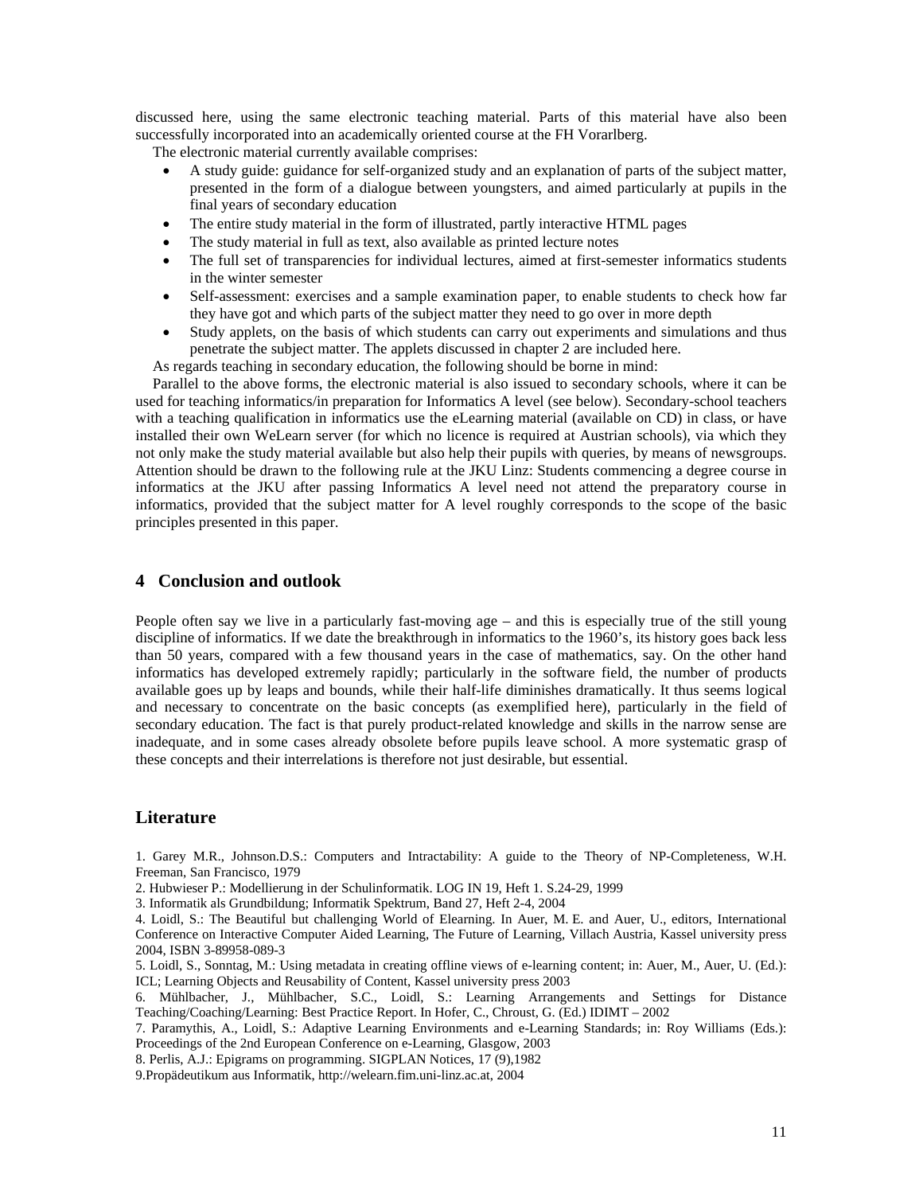discussed here, using the same electronic teaching material. Parts of this material have also been successfully incorporated into an academically oriented course at the FH Vorarlberg.

The electronic material currently available comprises:

- A study guide: guidance for self-organized study and an explanation of parts of the subject matter, presented in the form of a dialogue between youngsters, and aimed particularly at pupils in the final years of secondary education
- The entire study material in the form of illustrated, partly interactive HTML pages
- The study material in full as text, also available as printed lecture notes
- The full set of transparencies for individual lectures, aimed at first-semester informatics students in the winter semester
- Self-assessment: exercises and a sample examination paper, to enable students to check how far they have got and which parts of the subject matter they need to go over in more depth
- Study applets, on the basis of which students can carry out experiments and simulations and thus penetrate the subject matter. The applets discussed in chapter 2 are included here.

As regards teaching in secondary education, the following should be borne in mind:

Parallel to the above forms, the electronic material is also issued to secondary schools, where it can be used for teaching informatics/in preparation for Informatics A level (see below). Secondary-school teachers with a teaching qualification in informatics use the eLearning material (available on CD) in class, or have installed their own WeLearn server (for which no licence is required at Austrian schools), via which they not only make the study material available but also help their pupils with queries, by means of newsgroups. Attention should be drawn to the following rule at the JKU Linz: Students commencing a degree course in informatics at the JKU after passing Informatics A level need not attend the preparatory course in informatics, provided that the subject matter for A level roughly corresponds to the scope of the basic principles presented in this paper.

## 4 Conclusion and outlook

People often say we live in a particularly fast-moving age – and this is especially true of the still young discipline of informatics. If we date the breakthrough in informatics to the 1960's, its history goes back less than 50 years, compared with a few thousand years in the case of mathematics, say. On the other hand informatics has developed extremely rapidly; particularly in the software field, the number of products available goes up by leaps and bounds, while their half-life diminishes dramatically. It thus seems logical and necessary to concentrate on the basic concepts (as exemplified here), particularly in the field of secondary education. The fact is that purely product-related knowledge and skills in the narrow sense are inadequate, and in some cases already obsolete before pupils leave school. A more systematic grasp of these concepts and their interrelations is therefore not just desirable, but essential.

## Literature

1. Garey M.R., Johnson.D.S.: Computers and Intractability: A guide to the Theory of NP-Completeness, W.H. Freeman, San Francisco, 1979
2. Hubwieser P.: Modellierung in der Schulinformatik. LOG IN 19, Heft 1. S.24-29, 1999
3. Informatik als Grundbildung; Informatik Spektrum, Band 27, Heft 2-4, 2004
4. Loidl, S.: The Beautiful but challenging World of Elearning. In Auer, M. E. and Auer, U., editors, International Conference on Interactive Computer Aided Learning, The Future of Learning, Villach Austria, Kassel university press 2004, ISBN 3-89958-089-3
5. Loidl, S., Sonntag, M.: Using metadata in creating offline views of e-learning content; in: Auer, M., Auer, U. (Ed.): ICL; Learning Objects and Reusability of Content, Kassel university press 2003
6. Mühlbacher, J., Mühlbacher, S.C., Loidl, S.: Learning Arrangements and Settings for Distance Teaching/Coaching/Learning: Best Practice Report. In Hofer, C., Chroust, G. (Ed.) IDIMT – 2002
7. Paramythis, A., Loidl, S.: Adaptive Learning Environments and e-Learning Standards; in: Roy Williams (Eds.): Proceedings of the 2nd European Conference on e-Learning, Glasgow, 2003
8. Perlis, A.J.: Epigrams on programming. SIGPLAN Notices, 17 (9),1982
9. Propädeutikum aus Informatik, http://welearn.fim.uni-linz.ac.at, 2004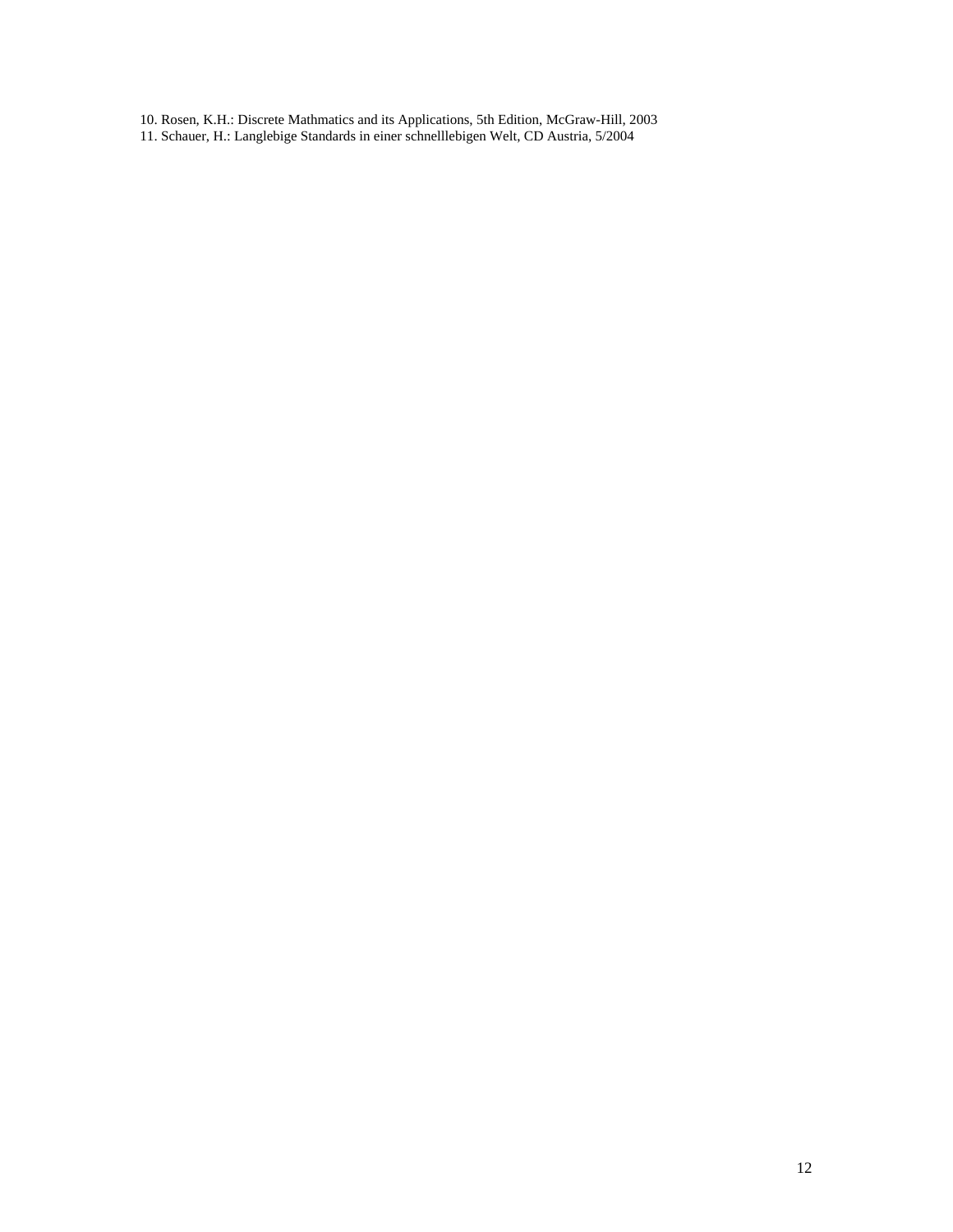10. Rosen, K.H.: Discrete Mathmatics and its Applications, 5th Edition, McGraw-Hill, 2003
11. Schauer, H.: Langlebige Standards in einer schnelllebigen Welt, CD Austria, 5/2004